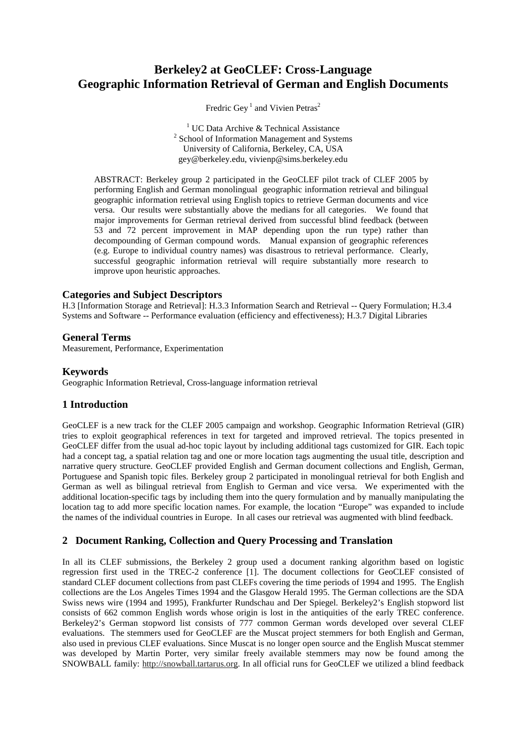# Berkeley2 at GeoCLEF: Cross-Language Geographic Information Retrieval of German and English Documents

Fredric Gey [1] and Vivien Petras [2]

[1] UC Data Archive & Technical Assistance
[2] School of Information Management and Systems
University of California, Berkeley, CA, USA
gey@berkeley.edu, vivienp@sims.berkeley.edu

ABSTRACT: Berkeley group 2 participated in the GeoCLEF pilot track of CLEF 2005 by performing English and German monolingual geographic information retrieval and bilingual geographic information retrieval using English topics to retrieve German documents and vice versa. Our results were substantially above the medians for all categories. We found that major improvements for German retrieval derived from successful blind feedback (between 53 and 72 percent improvement in MAP depending upon the run type) rather than decompounding of German compound words. Manual expansion of geographic references (e.g. Europe to individual country names) was disastrous to retrieval performance. Clearly, successful geographic information retrieval will require substantially more research to improve upon heuristic approaches.

### Categories and Subject Descriptors

H.3 [Information Storage and Retrieval]: H.3.3 Information Search and Retrieval -- Query Formulation; H.3.4 Systems and Software -- Performance evaluation (efficiency and effectiveness); H.3.7 Digital Libraries

### General Terms

Measurement, Performance, Experimentation

### Keywords

Geographic Information Retrieval, Cross-language information retrieval

## 1 Introduction

GeoCLEF is a new track for the CLEF 2005 campaign and workshop. Geographic Information Retrieval (GIR) tries to exploit geographical references in text for targeted and improved retrieval. The topics presented in GeoCLEF differ from the usual ad-hoc topic layout by including additional tags customized for GIR. Each topic had a concept tag, a spatial relation tag and one or more location tags augmenting the usual title, description and narrative query structure. GeoCLEF provided English and German document collections and English, German, Portuguese and Spanish topic files. Berkeley group 2 participated in monolingual retrieval for both English and German as well as bilingual retrieval from English to German and vice versa. We experimented with the additional location-specific tags by including them into the query formulation and by manually manipulating the location tag to add more specific location names. For example, the location "Europe" was expanded to include the names of the individual countries in Europe. In all cases our retrieval was augmented with blind feedback.

## 2 Document Ranking, Collection and Query Processing and Translation

In all its CLEF submissions, the Berkeley 2 group used a document ranking algorithm based on logistic regression first used in the TREC-2 conference [1]. The document collections for GeoCLEF consisted of standard CLEF document collections from past CLEFs covering the time periods of 1994 and 1995. The English collections are the Los Angeles Times 1994 and the Glasgow Herald 1995. The German collections are the SDA Swiss news wire (1994 and 1995), Frankfurter Rundschau and Der Spiegel. Berkeley2's English stopword list consists of 662 common English words whose origin is lost in the antiquities of the early TREC conference. Berkeley2's German stopword list consists of 777 common German words developed over several CLEF evaluations. The stemmers used for GeoCLEF are the Muscat project stemmers for both English and German, also used in previous CLEF evaluations. Since Muscat is no longer open source and the English Muscat stemmer was developed by Martin Porter, very similar freely available stemmers may now be found among the SNOWBALL family: http://snowball.tartarus.org. In all official runs for GeoCLEF we utilized a blind feedback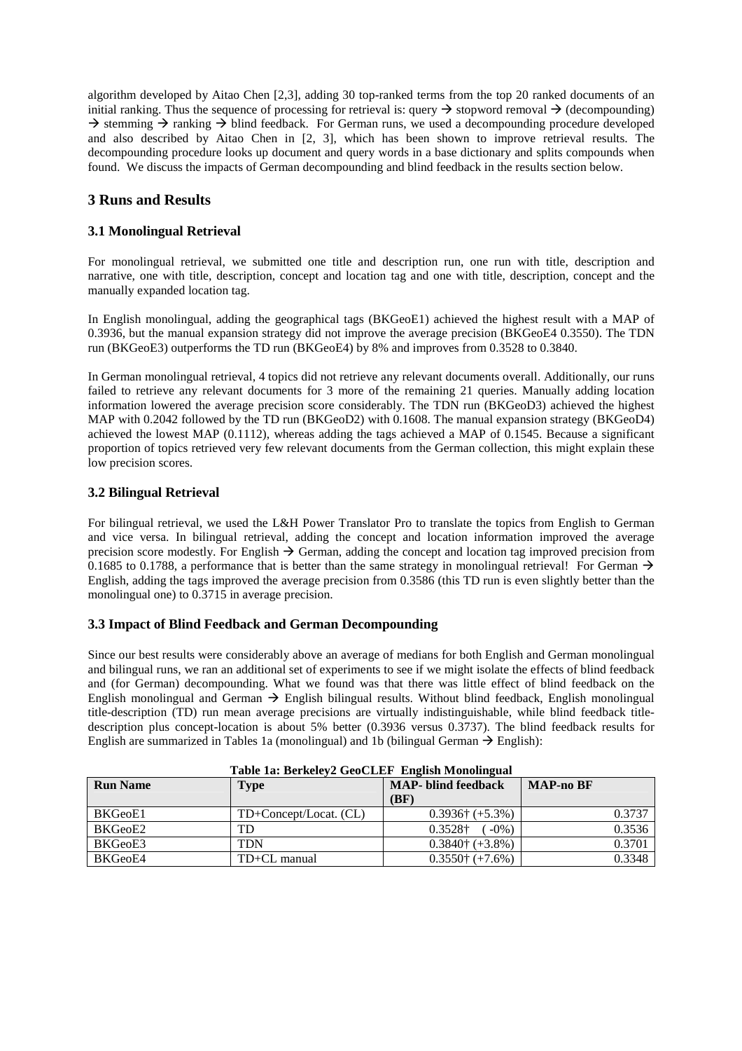algorithm developed by Aitao Chen [2,3], adding 30 top-ranked terms from the top 20 ranked documents of an initial ranking. Thus the sequence of processing for retrieval is: query → stopword removal → (decompounding) → stemming → ranking → blind feedback. For German runs, we used a decompounding procedure developed and also described by Aitao Chen in [2, 3], which has been shown to improve retrieval results. The decompounding procedure looks up document and query words in a base dictionary and splits compounds when found. We discuss the impacts of German decompounding and blind feedback in the results section below.

## 3 Runs and Results

### 3.1 Monolingual Retrieval

For monolingual retrieval, we submitted one title and description run, one run with title, description and narrative, one with title, description, concept and location tag and one with title, description, concept and the manually expanded location tag.

In English monolingual, adding the geographical tags (BKGeoE1) achieved the highest result with a MAP of 0.3936, but the manual expansion strategy did not improve the average precision (BKGeoE4 0.3550). The TDN run (BKGeoE3) outperforms the TD run (BKGeoE4) by 8% and improves from 0.3528 to 0.3840.

In German monolingual retrieval, 4 topics did not retrieve any relevant documents overall. Additionally, our runs failed to retrieve any relevant documents for 3 more of the remaining 21 queries. Manually adding location information lowered the average precision score considerably. The TDN run (BKGeoD3) achieved the highest MAP with 0.2042 followed by the TD run (BKGeoD2) with 0.1608. The manual expansion strategy (BKGeoD4) achieved the lowest MAP (0.1112), whereas adding the tags achieved a MAP of 0.1545. Because a significant proportion of topics retrieved very few relevant documents from the German collection, this might explain these low precision scores.

### 3.2 Bilingual Retrieval

For bilingual retrieval, we used the L&H Power Translator Pro to translate the topics from English to German and vice versa. In bilingual retrieval, adding the concept and location information improved the average precision score modestly. For English → German, adding the concept and location tag improved precision from 0.1685 to 0.1788, a performance that is better than the same strategy in monolingual retrieval! For German → English, adding the tags improved the average precision from 0.3586 (this TD run is even slightly better than the monolingual one) to 0.3715 in average precision.

### 3.3 Impact of Blind Feedback and German Decompounding

Since our best results were considerably above an average of medians for both English and German monolingual and bilingual runs, we ran an additional set of experiments to see if we might isolate the effects of blind feedback and (for German) decompounding. What we found was that there was little effect of blind feedback on the English monolingual and German → English bilingual results. Without blind feedback, English monolingual title-description (TD) run mean average precisions are virtually indistinguishable, while blind feedback title-description plus concept-location is about 5% better (0.3936 versus 0.3737). The blind feedback results for English are summarized in Tables 1a (monolingual) and 1b (bilingual German → English):

**Table 1a: Berkeley2 GeoCLEF English Monolingual**

| Run Name | Type | MAP- blind feedback (BF) | MAP-no BF |
|---|---|---|---|
| BKGeoE1 | TD+Concept/Locat. (CL) | 0.3936† (+5.3%) | 0.3737 |
| BKGeoE2 | TD | 0.3528† ( -0%) | 0.3536 |
| BKGeoE3 | TDN | 0.3840† (+3.8%) | 0.3701 |
| BKGeoE4 | TD+CL manual | 0.3550† (+7.6%) | 0.3348 |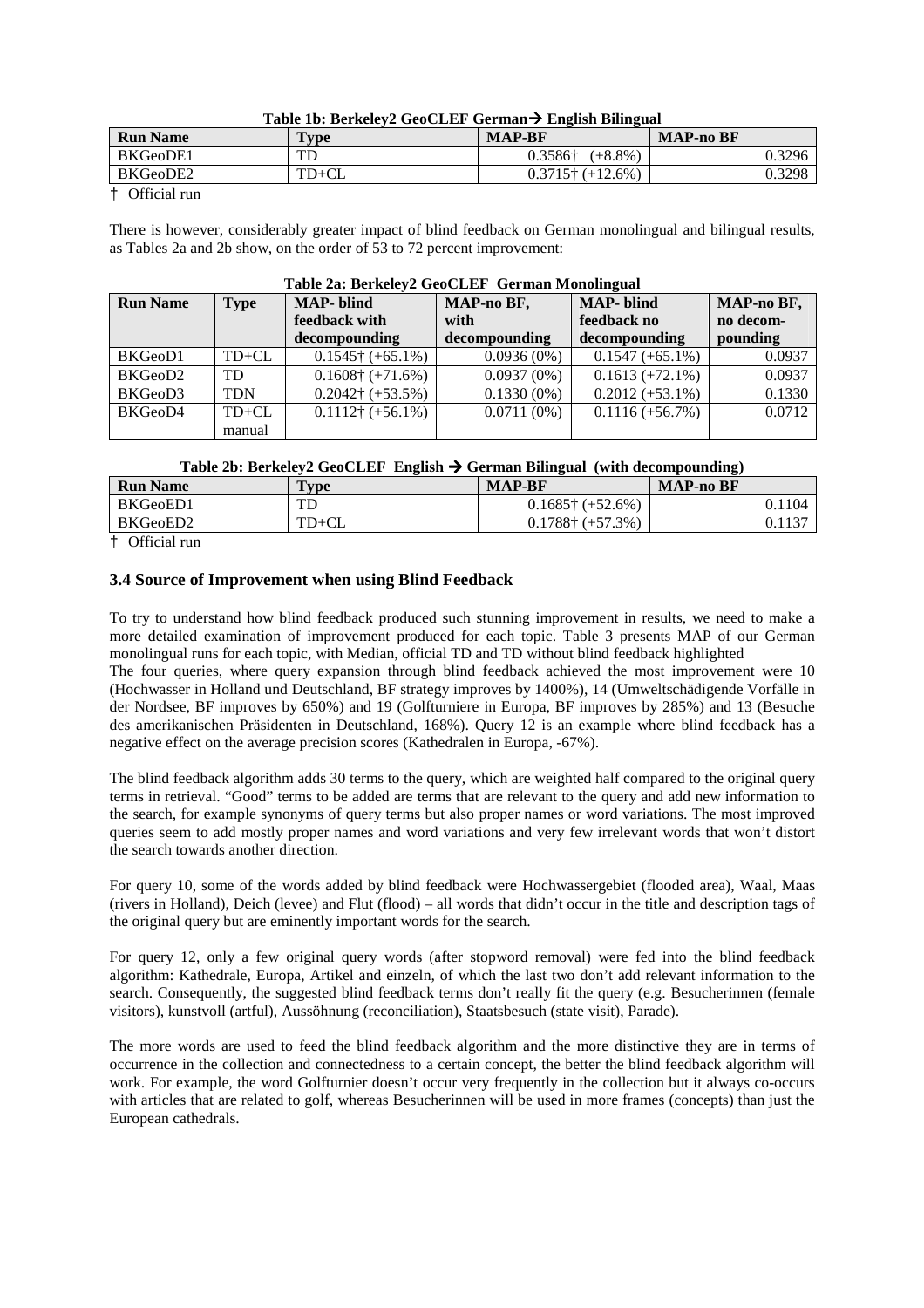**Table 1b: Berkeley2 GeoCLEF German→ English Bilingual**

| Run Name | Type | MAP-BF | MAP-no BF |
|---|---|---|---|
| BKGeoDE1 | TD | 0.3586† (+8.8%) | 0.3296 |
| BKGeoDE2 | TD+CL | 0.3715† (+12.6%) | 0.3298 |

† Official run

There is however, considerably greater impact of blind feedback on German monolingual and bilingual results, as Tables 2a and 2b show, on the order of 53 to 72 percent improvement:

**Table 2a: Berkeley2 GeoCLEF German Monolingual**

| Run Name | Type | MAP- blind feedback with decompounding | MAP-no BF, with decompounding | MAP- blind feedback no decompounding | MAP-no BF, no decom-pounding |
|---|---|---|---|---|---|
| BKGeoD1 | TD+CL | 0.1545† (+65.1%) | 0.0936 (0%) | 0.1547 (+65.1%) | 0.0937 |
| BKGeoD2 | TD | 0.1608† (+71.6%) | 0.0937 (0%) | 0.1613 (+72.1%) | 0.0937 |
| BKGeoD3 | TDN | 0.2042† (+53.5%) | 0.1330 (0%) | 0.2012 (+53.1%) | 0.1330 |
| BKGeoD4 | TD+CL manual | 0.1112† (+56.1%) | 0.0711 (0%) | 0.1116 (+56.7%) | 0.0712 |

**Table 2b: Berkeley2 GeoCLEF English → German Bilingual (with decompounding)**

| Run Name | Type | MAP-BF | MAP-no BF |
|---|---|---|---|
| BKGeoED1 | TD | 0.1685† (+52.6%) | 0.1104 |
| BKGeoED2 | TD+CL | 0.1788† (+57.3%) | 0.1137 |

† Official run

### 3.4 Source of Improvement when using Blind Feedback

To try to understand how blind feedback produced such stunning improvement in results, we need to make a more detailed examination of improvement produced for each topic. Table 3 presents MAP of our German monolingual runs for each topic, with Median, official TD and TD without blind feedback highlighted

The four queries, where query expansion through blind feedback achieved the most improvement were 10 (Hochwasser in Holland und Deutschland, BF strategy improves by 1400%), 14 (Umweltschädigende Vorfälle in der Nordsee, BF improves by 650%) and 19 (Golfturniere in Europa, BF improves by 285%) and 13 (Besuche des amerikanischen Präsidenten in Deutschland, 168%). Query 12 is an example where blind feedback has a negative effect on the average precision scores (Kathedralen in Europa, -67%).

The blind feedback algorithm adds 30 terms to the query, which are weighted half compared to the original query terms in retrieval. "Good" terms to be added are terms that are relevant to the query and add new information to the search, for example synonyms of query terms but also proper names or word variations. The most improved queries seem to add mostly proper names and word variations and very few irrelevant words that won't distort the search towards another direction.

For query 10, some of the words added by blind feedback were Hochwassergebiet (flooded area), Waal, Maas (rivers in Holland), Deich (levee) and Flut (flood) – all words that didn't occur in the title and description tags of the original query but are eminently important words for the search.

For query 12, only a few original query words (after stopword removal) were fed into the blind feedback algorithm: Kathedrale, Europa, Artikel and einzeln, of which the last two don't add relevant information to the search. Consequently, the suggested blind feedback terms don't really fit the query (e.g. Besucherinnen (female visitors), kunstvoll (artful), Aussöhnung (reconciliation), Staatsbesuch (state visit), Parade).

The more words are used to feed the blind feedback algorithm and the more distinctive they are in terms of occurrence in the collection and connectedness to a certain concept, the better the blind feedback algorithm will work. For example, the word Golfturnier doesn't occur very frequently in the collection but it always co-occurs with articles that are related to golf, whereas Besucherinnen will be used in more frames (concepts) than just the European cathedrals.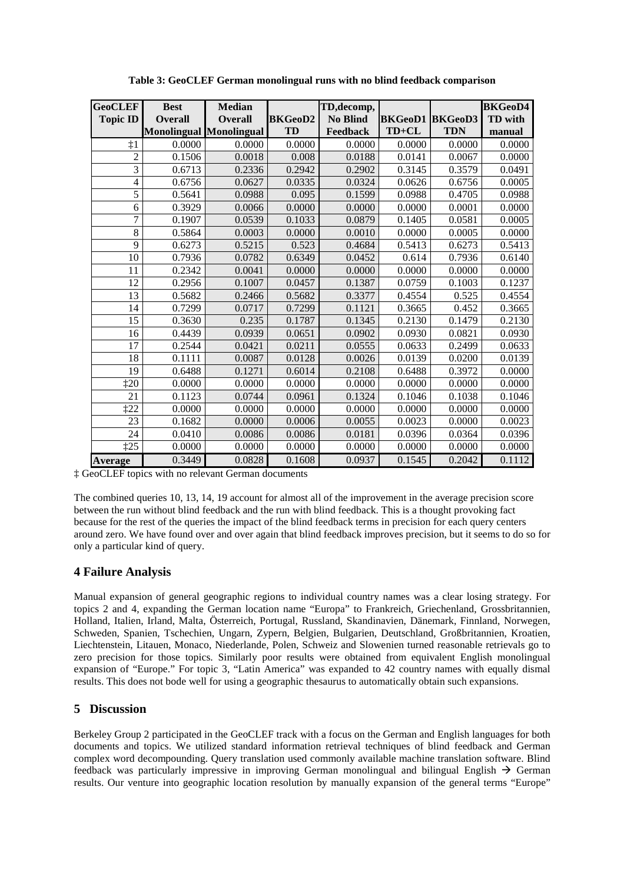**Table 3: GeoCLEF German monolingual runs with no blind feedback comparison**

| GeoCLEF Topic ID | Best Overall Monolingual | Median Overall Monolingual | BKGeoD2 TD | TD,decomp, No Blind Feedback | BKGeoD1 TD+CL | BKGeoD3 TDN | BKGeoD4 TD with manual |
|---|---|---|---|---|---|---|---|
| ‡1 | 0.0000 | 0.0000 | 0.0000 | 0.0000 | 0.0000 | 0.0000 | 0.0000 |
| 2 | 0.1506 | 0.0018 | 0.008 | 0.0188 | 0.0141 | 0.0067 | 0.0000 |
| 3 | 0.6713 | 0.2336 | 0.2942 | 0.2902 | 0.3145 | 0.3579 | 0.0491 |
| 4 | 0.6756 | 0.0627 | 0.0335 | 0.0324 | 0.0626 | 0.6756 | 0.0005 |
| 5 | 0.5641 | 0.0988 | 0.095 | 0.1599 | 0.0988 | 0.4705 | 0.0988 |
| 6 | 0.3929 | 0.0066 | 0.0000 | 0.0000 | 0.0000 | 0.0001 | 0.0000 |
| 7 | 0.1907 | 0.0539 | 0.1033 | 0.0879 | 0.1405 | 0.0581 | 0.0005 |
| 8 | 0.5864 | 0.0003 | 0.0000 | 0.0010 | 0.0000 | 0.0005 | 0.0000 |
| 9 | 0.6273 | 0.5215 | 0.523 | 0.4684 | 0.5413 | 0.6273 | 0.5413 |
| 10 | 0.7936 | 0.0782 | 0.6349 | 0.0452 | 0.614 | 0.7936 | 0.6140 |
| 11 | 0.2342 | 0.0041 | 0.0000 | 0.0000 | 0.0000 | 0.0000 | 0.0000 |
| 12 | 0.2956 | 0.1007 | 0.0457 | 0.1387 | 0.0759 | 0.1003 | 0.1237 |
| 13 | 0.5682 | 0.2466 | 0.5682 | 0.3377 | 0.4554 | 0.525 | 0.4554 |
| 14 | 0.7299 | 0.0717 | 0.7299 | 0.1121 | 0.3665 | 0.452 | 0.3665 |
| 15 | 0.3630 | 0.235 | 0.1787 | 0.1345 | 0.2130 | 0.1479 | 0.2130 |
| 16 | 0.4439 | 0.0939 | 0.0651 | 0.0902 | 0.0930 | 0.0821 | 0.0930 |
| 17 | 0.2544 | 0.0421 | 0.0211 | 0.0555 | 0.0633 | 0.2499 | 0.0633 |
| 18 | 0.1111 | 0.0087 | 0.0128 | 0.0026 | 0.0139 | 0.0200 | 0.0139 |
| 19 | 0.6488 | 0.1271 | 0.6014 | 0.2108 | 0.6488 | 0.3972 | 0.0000 |
| ‡20 | 0.0000 | 0.0000 | 0.0000 | 0.0000 | 0.0000 | 0.0000 | 0.0000 |
| 21 | 0.1123 | 0.0744 | 0.0961 | 0.1324 | 0.1046 | 0.1038 | 0.1046 |
| ‡22 | 0.0000 | 0.0000 | 0.0000 | 0.0000 | 0.0000 | 0.0000 | 0.0000 |
| 23 | 0.1682 | 0.0000 | 0.0006 | 0.0055 | 0.0023 | 0.0000 | 0.0023 |
| 24 | 0.0410 | 0.0086 | 0.0086 | 0.0181 | 0.0396 | 0.0364 | 0.0396 |
| ‡25 | 0.0000 | 0.0000 | 0.0000 | 0.0000 | 0.0000 | 0.0000 | 0.0000 |
| **Average** | 0.3449 | 0.0828 | 0.1608 | 0.0937 | 0.1545 | 0.2042 | 0.1112 |

‡ GeoCLEF topics with no relevant German documents

The combined queries 10, 13, 14, 19 account for almost all of the improvement in the average precision score between the run without blind feedback and the run with blind feedback. This is a thought provoking fact because for the rest of the queries the impact of the blind feedback terms in precision for each query centers around zero. We have found over and over again that blind feedback improves precision, but it seems to do so for only a particular kind of query.

## 4 Failure Analysis

Manual expansion of general geographic regions to individual country names was a clear losing strategy. For topics 2 and 4, expanding the German location name "Europa" to Frankreich, Griechenland, Grossbritannien, Holland, Italien, Irland, Malta, Österreich, Portugal, Russland, Skandinavien, Dänemark, Finnland, Norwegen, Schweden, Spanien, Tschechien, Ungarn, Zypern, Belgien, Bulgarien, Deutschland, Großbritannien, Kroatien, Liechtenstein, Litauen, Monaco, Niederlande, Polen, Schweiz and Slowenien turned reasonable retrievals go to zero precision for those topics. Similarly poor results were obtained from equivalent English monolingual expansion of "Europe." For topic 3, "Latin America" was expanded to 42 country names with equally dismal results. This does not bode well for using a geographic thesaurus to automatically obtain such expansions.

## 5 Discussion

Berkeley Group 2 participated in the GeoCLEF track with a focus on the German and English languages for both documents and topics. We utilized standard information retrieval techniques of blind feedback and German complex word decompounding. Query translation used commonly available machine translation software. Blind feedback was particularly impressive in improving German monolingual and bilingual English → German results. Our venture into geographic location resolution by manually expansion of the general terms "Europe"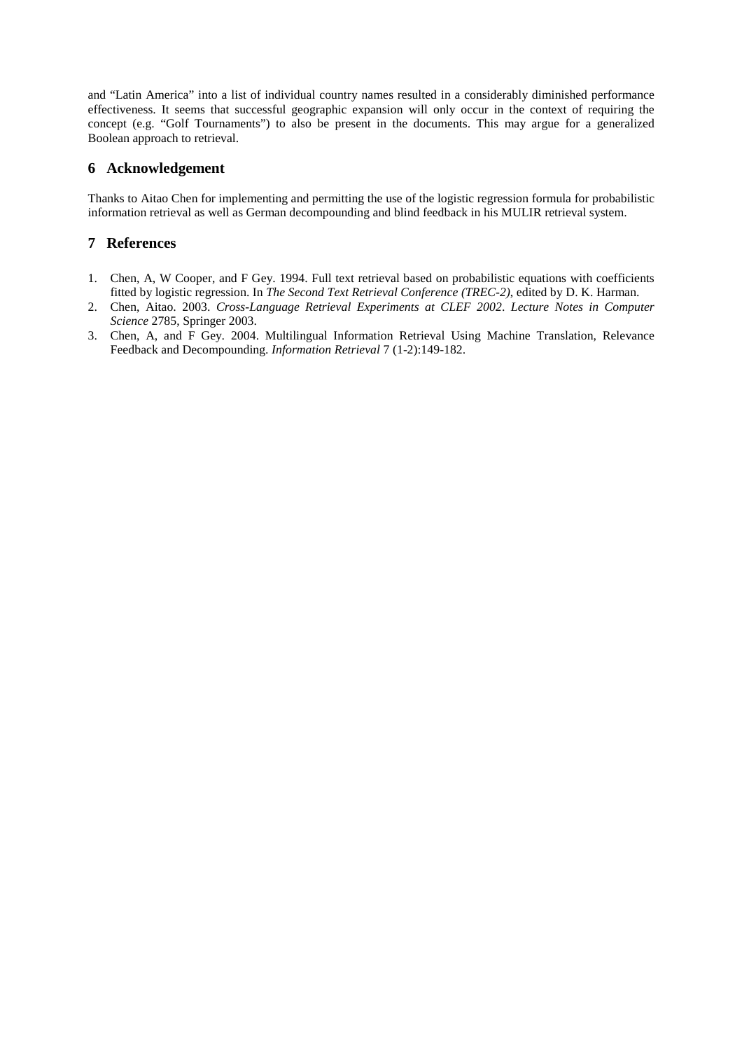and “Latin America” into a list of individual country names resulted in a considerably diminished performance effectiveness. It seems that successful geographic expansion will only occur in the context of requiring the concept (e.g. “Golf Tournaments”) to also be present in the documents. This may argue for a generalized Boolean approach to retrieval.

## 6 Acknowledgement

Thanks to Aitao Chen for implementing and permitting the use of the logistic regression formula for probabilistic information retrieval as well as German decompounding and blind feedback in his MULIR retrieval system.

## 7 References

1. Chen, A, W Cooper, and F Gey. 1994. Full text retrieval based on probabilistic equations with coefficients fitted by logistic regression. In *The Second Text Retrieval Conference (TREC-2)*, edited by D. K. Harman.
2. Chen, Aitao. 2003. *Cross-Language Retrieval Experiments at CLEF 2002*. *Lecture Notes in Computer Science* 2785, Springer 2003.
3. Chen, A, and F Gey. 2004. Multilingual Information Retrieval Using Machine Translation, Relevance Feedback and Decompounding. *Information Retrieval* 7 (1-2):149-182.